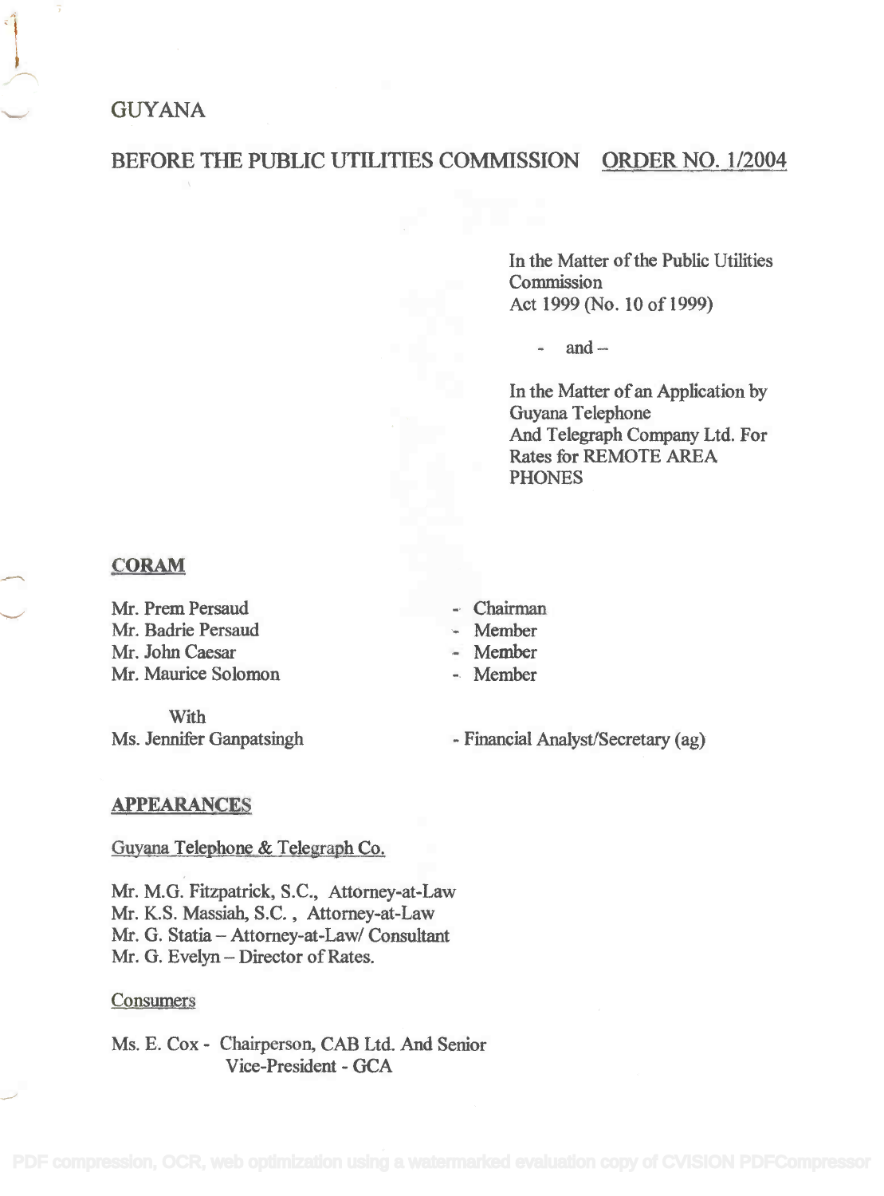# GUYANA

## BEFORE THE PUBLIC UTILITIES COMMISSION ORDER NO. 1/2004

In the Matter of the Public Utilities Commission Act 1999 (No. 10 of 1999)

\- and –

In the Matter of an Application by Guyana Telephone And Telegraph Company Ltd. For Rates for REMOTE AREA PHONES

### CORAM

Mr. Prem Persaud - Chairman
Mr. Badrie Persaud - Member
Mr. John Caesar - Member
Mr. Maurice Solomon - Member

With
Ms. Jennifer Ganpatsingh - Financial Analyst/Secretary (ag)

### APPEARANCES

Guyana Telephone & Telegraph Co.

Mr. M.G. Fitzpatrick, S.C., Attorney-at-Law
Mr. K.S. Massiah, S.C. , Attorney-at-Law
Mr. G. Statia – Attorney-at-Law/ Consultant
Mr. G. Evelyn – Director of Rates.

Consumers

Ms. E. Cox - Chairperson, CAB Ltd. And Senior Vice-President - GCA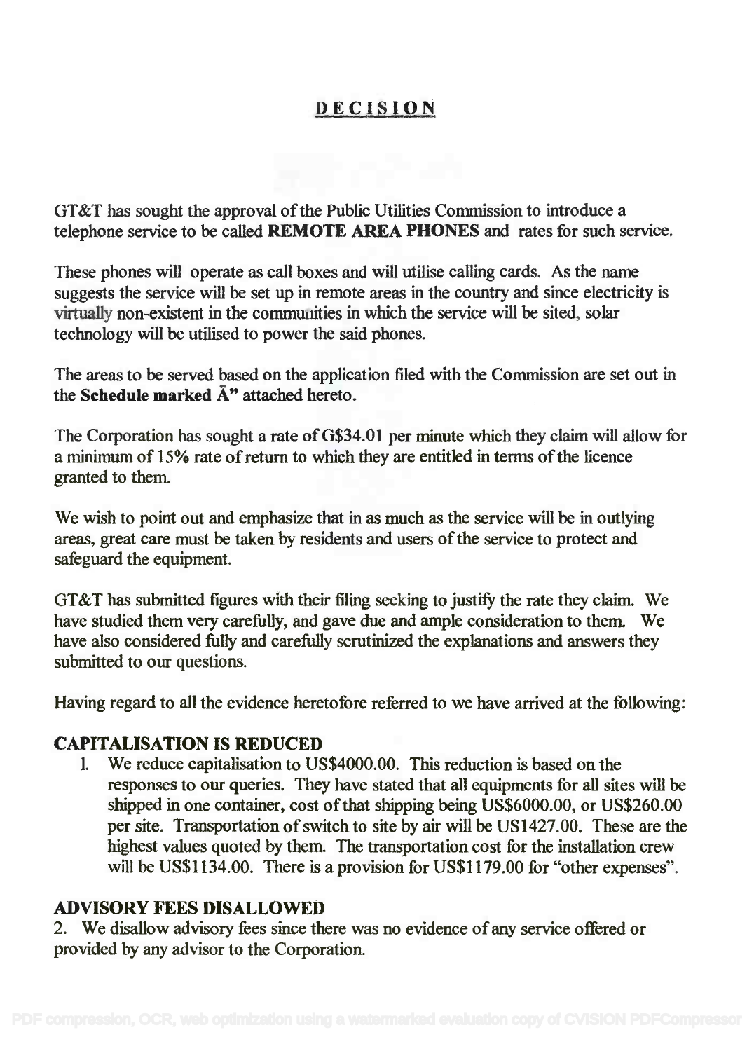# DECISION

GT&T has sought the approval of the Public Utilities Commission to introduce a telephone service to be called **REMOTE AREA PHONES** and rates for such service.

These phones will operate as call boxes and will utilise calling cards. As the name suggests the service will be set up in remote areas in the country and since electricity is virtually non-existent in the communities in which the service will be sited, solar technology will be utilised to power the said phones.

The areas to be served based on the application filed with the Commission are set out in the **Schedule marked Ã"** attached hereto.

The Corporation has sought a rate of G$34.01 per minute which they claim will allow for a minimum of 15% rate of return to which they are entitled in terms of the licence granted to them.

We wish to point out and emphasize that in as much as the service will be in outlying areas, great care must be taken by residents and users of the service to protect and safeguard the equipment.

GT&T has submitted figures with their filing seeking to justify the rate they claim. We have studied them very carefully, and gave due and ample consideration to them. We have also considered fully and carefully scrutinized the explanations and answers they submitted to our questions.

Having regard to all the evidence heretofore referred to we have arrived at the following:

### CAPITALISATION IS REDUCED

1. We reduce capitalisation to US$4000.00. This reduction is based on the responses to our queries. They have stated that all equipments for all sites will be shipped in one container, cost of that shipping being US$6000.00, or US$260.00 per site. Transportation of switch to site by air will be US1427.00. These are the highest values quoted by them. The transportation cost for the installation crew will be US$1134.00. There is a provision for US$1179.00 for "other expenses".

### ADVISORY FEES DISALLOWED

2. We disallow advisory fees since there was no evidence of any service offered or provided by any advisor to the Corporation.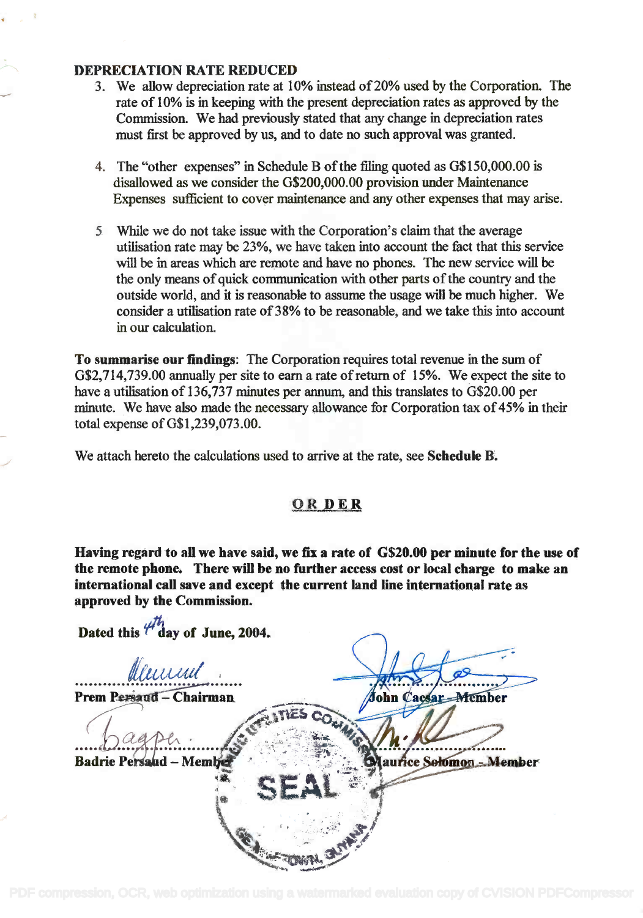**DEPRECIATION RATE REDUCED**

3. We allow depreciation rate at 10% instead of 20% used by the Corporation. The rate of 10% is in keeping with the present depreciation rates as approved by the Commission. We had previously stated that any change in depreciation rates must first be approved by us, and to date no such approval was granted.

4. The "other expenses" in Schedule B of the filing quoted as G$150,000.00 is disallowed as we consider the G$200,000.00 provision under Maintenance Expenses sufficient to cover maintenance and any other expenses that may arise.

5. While we do not take issue with the Corporation's claim that the average utilisation rate may be 23%, we have taken into account the fact that this service will be in areas which are remote and have no phones. The new service will be the only means of quick communication with other parts of the country and the outside world, and it is reasonable to assume the usage will be much higher. We consider a utilisation rate of 38% to be reasonable, and we take this into account in our calculation.

**To summarise our findings**: The Corporation requires total revenue in the sum of G$2,714,739.00 annually per site to earn a rate of return of 15%. We expect the site to have a utilisation of 136,737 minutes per annum, and this translates to G$20.00 per minute. We have also made the necessary allowance for Corporation tax of 45% in their total expense of G$1,239,073.00.

We attach hereto the calculations used to arrive at the rate, see **Schedule B**.

## ORDER

**Having regard to all we have said, we fix a rate of G$20.00 per minute for the use of the remote phone. There will be no further access cost or local charge to make an international call save and except the current land line international rate as approved by the Commission.**

**Dated this 4th day of June, 2004.**

**Prem Persaud – Chairman**

**John Caesar – Member**

**Badrie Persaud – Member**

**Maurice Solomon – Member**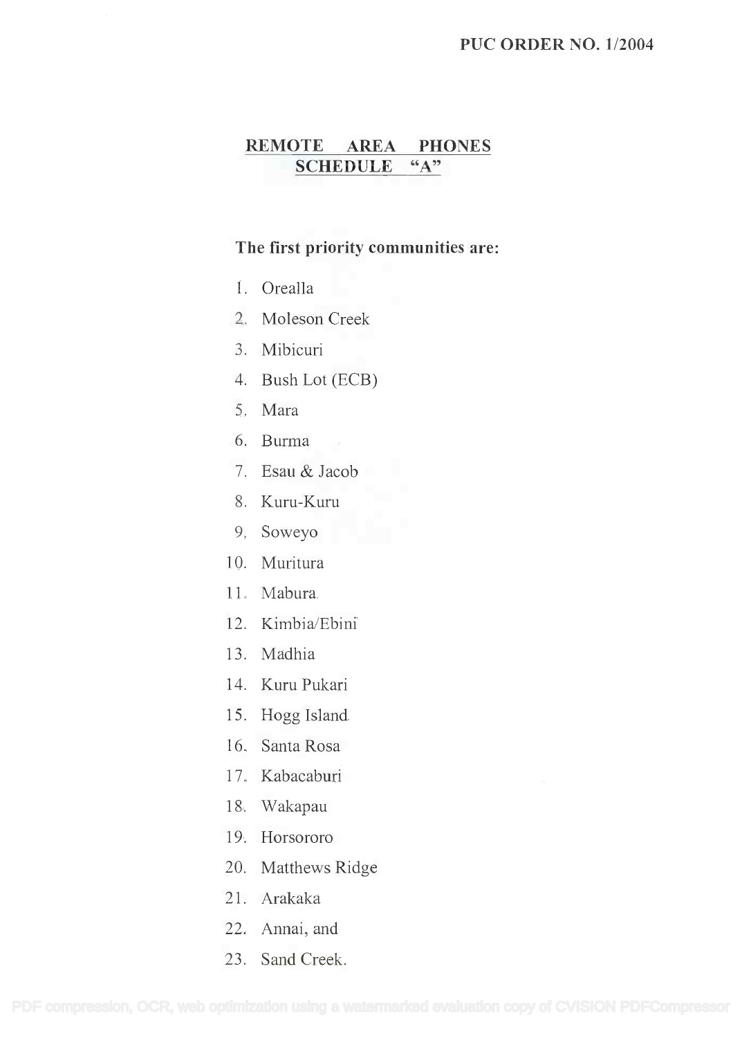PUC ORDER NO. 1/2004

## REMOTE AREA PHONES
## SCHEDULE "A"

**The first priority communities are:**

1. Orealla
2. Moleson Creek
3. Mibicuri
4. Bush Lot (ECB)
5. Mara
6. Burma
7. Esau & Jacob
8. Kuru-Kuru
9. Soweyo
10. Muritura
11. Mabura
12. Kimbia/Ebini
13. Madhia
14. Kuru Pukari
15. Hogg Island
16. Santa Rosa
17. Kabacaburi
18. Wakapau
19. Horsororo
20. Matthews Ridge
21. Arakaka
22. Annai, and
23. Sand Creek.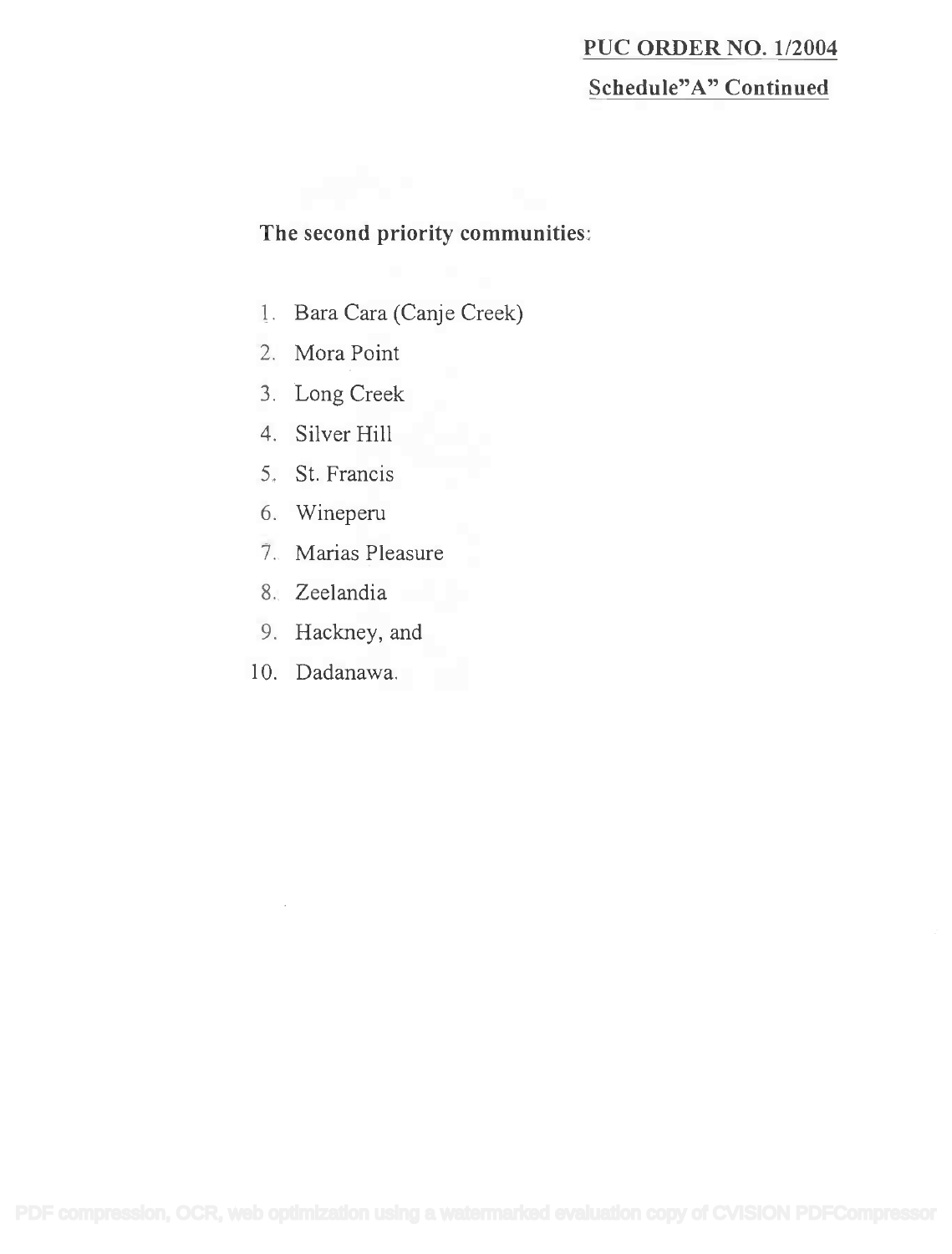**PUC ORDER NO. 1/2004**

**Schedule"A" Continued**

**The second priority communities:**

1. Bara Cara (Canje Creek)
2. Mora Point
3. Long Creek
4. Silver Hill
5. St. Francis
6. Wineperu
7. Marias Pleasure
8. Zeelandia
9. Hackney, and
10. Dadanawa.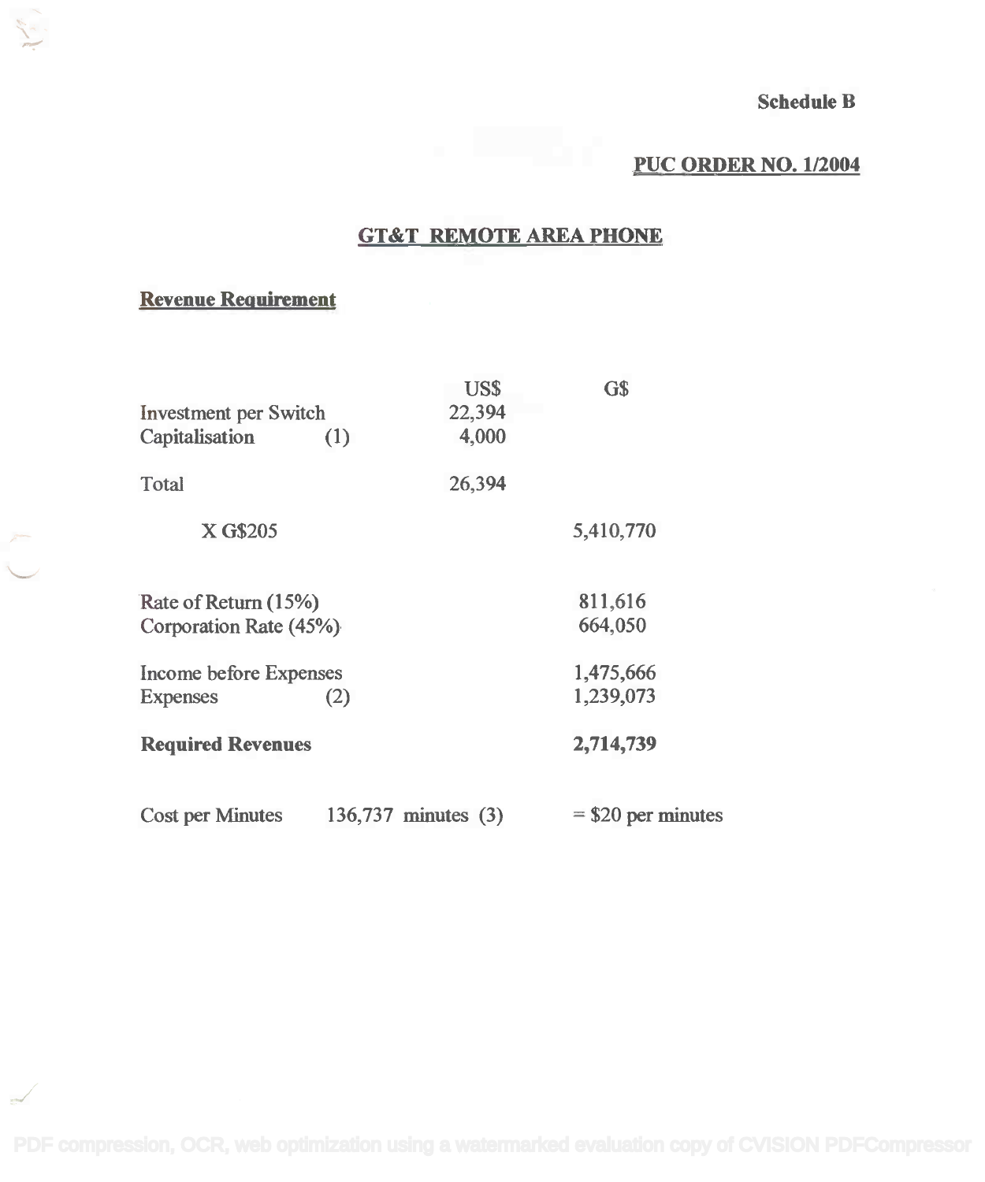**Schedule B**

**PUC ORDER NO. 1/2004**

## GT&T REMOTE AREA PHONE

**Revenue Requirement**

| | | US$ | G$ |
|---|---|---|---|
| Investment per Switch | | 22,394 | |
| Capitalisation | (1) | 4,000 | |
| Total | | 26,394 | |
| X G$205 | | | 5,410,770 |
| Rate of Return (15%) | | | 811,616 |
| Corporation Rate (45%) | | | 664,050 |
| Income before Expenses | | | 1,475,666 |
| Expenses | (2) | | 1,239,073 |
| **Required Revenues** | | | **2,714,739** |

Cost per Minutes 136,737 minutes (3) = $20 per minutes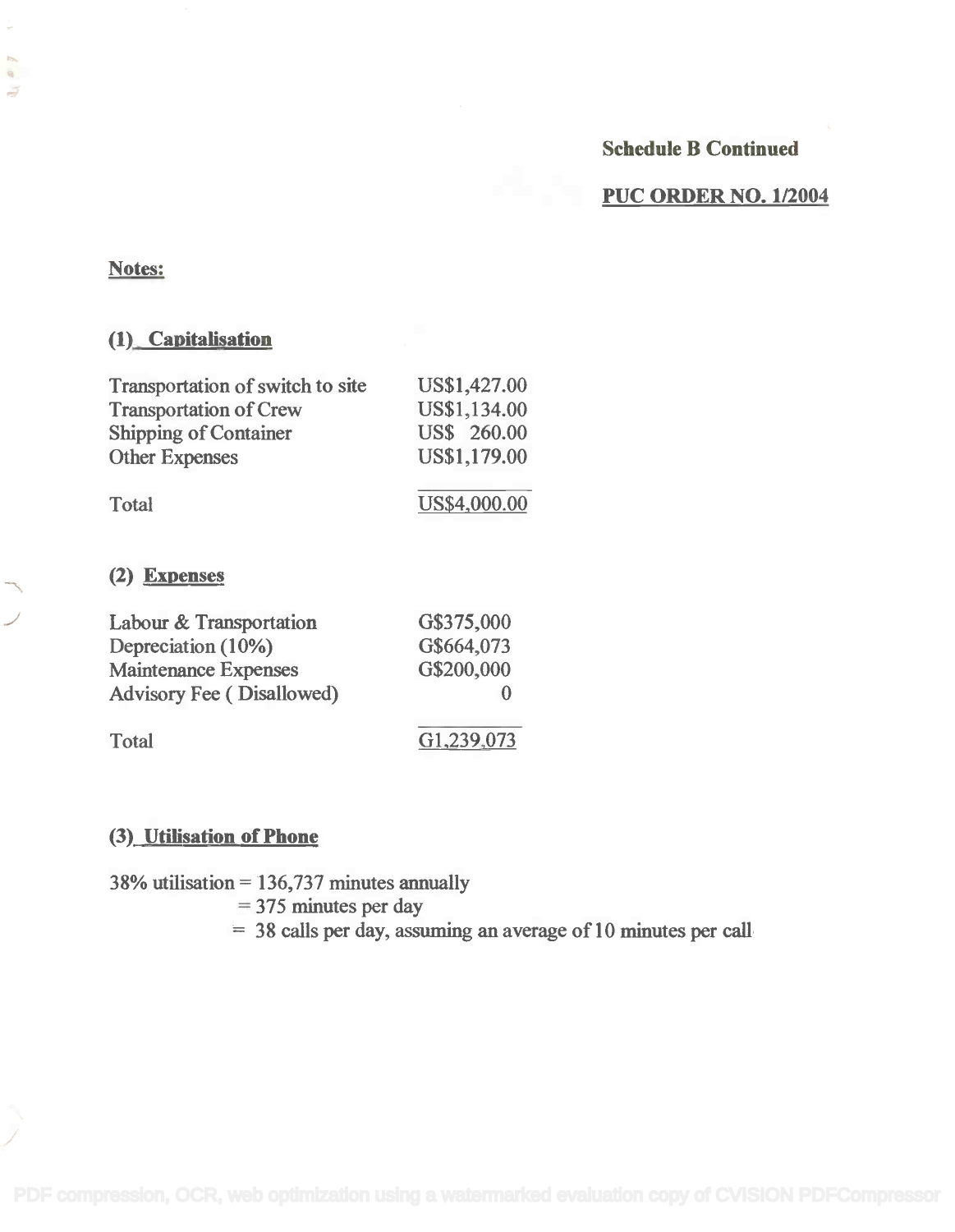**Schedule B Continued**

**PUC ORDER NO. 1/2004**

**Notes:**

### (1) Capitalisation

| | |
|---|---|
| Transportation of switch to site | US$1,427.00 |
| Transportation of Crew | US$1,134.00 |
| Shipping of Container | US$ 260.00 |
| Other Expenses | US$1,179.00 |
| Total | US$4,000.00 |

### (2) Expenses

| | |
|---|---|
| Labour & Transportation | G$375,000 |
| Depreciation (10%) | G$664,073 |
| Maintenance Expenses | G$200,000 |
| Advisory Fee ( Disallowed) | 0 |
| Total | G1,239,073 |

### (3) Utilisation of Phone

38% utilisation = 136,737 minutes annually
= 375 minutes per day
= 38 calls per day, assuming an average of 10 minutes per call